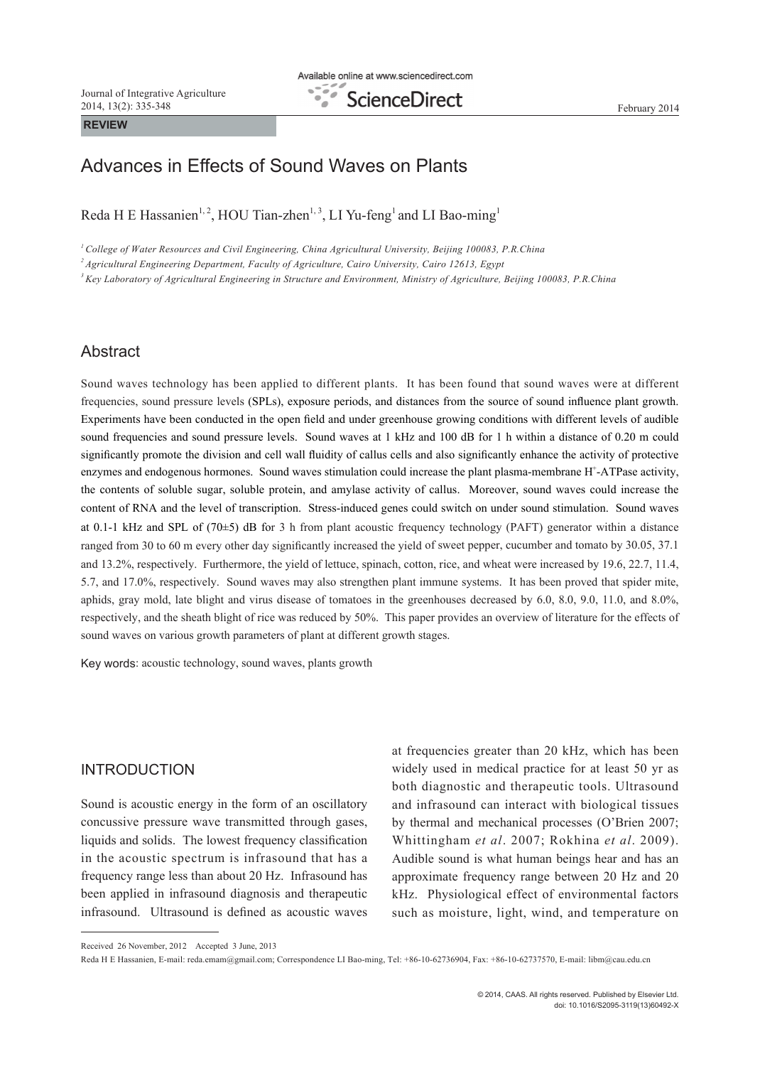REVIEW

# Advances in Effects of Sound Waves on Plants

Reda H E Hassanien[1, 2], HOU Tian-zhen[1, 3], LI Yu-feng[1] and LI Bao-ming[1]

[1] *College of Water Resources and Civil Engineering, China Agricultural University, Beijing 100083, P.R.China*

[2] *Agricultural Engineering Department, Faculty of Agriculture, Cairo University, Cairo 12613, Egypt*

[3] *Key Laboratory of Agricultural Engineering in Structure and Environment, Ministry of Agriculture, Beijing 100083, P.R.China*

## Abstract

Sound waves technology has been applied to different plants. It has been found that sound waves were at different frequencies, sound pressure levels (SPLs), exposure periods, and distances from the source of sound influence plant growth. Experiments have been conducted in the open field and under greenhouse growing conditions with different levels of audible sound frequencies and sound pressure levels. Sound waves at 1 kHz and 100 dB for 1 h within a distance of 0.20 m could significantly promote the division and cell wall fluidity of callus cells and also significantly enhance the activity of protective enzymes and endogenous hormones. Sound waves stimulation could increase the plant plasma-membrane $H^+$-ATPase activity, the contents of soluble sugar, soluble protein, and amylase activity of callus. Moreover, sound waves could increase the content of RNA and the level of transcription. Stress-induced genes could switch on under sound stimulation. Sound waves at 0.1-1 kHz and SPL of (70±5) dB for 3 h from plant acoustic frequency technology (PAFT) generator within a distance ranged from 30 to 60 m every other day significantly increased the yield of sweet pepper, cucumber and tomato by 30.05, 37.1 and 13.2%, respectively. Furthermore, the yield of lettuce, spinach, cotton, rice, and wheat were increased by 19.6, 22.7, 11.4, 5.7, and 17.0%, respectively. Sound waves may also strengthen plant immune systems. It has been proved that spider mite, aphids, gray mold, late blight and virus disease of tomatoes in the greenhouses decreased by 6.0, 8.0, 9.0, 11.0, and 8.0%, respectively, and the sheath blight of rice was reduced by 50%. This paper provides an overview of literature for the effects of sound waves on various growth parameters of plant at different growth stages.

Key words: acoustic technology, sound waves, plants growth

## INTRODUCTION

Sound is acoustic energy in the form of an oscillatory concussive pressure wave transmitted through gases, liquids and solids. The lowest frequency classification in the acoustic spectrum is infrasound that has a frequency range less than about 20 Hz. Infrasound has been applied in infrasound diagnosis and therapeutic infrasound. Ultrasound is defined as acoustic waves at frequencies greater than 20 kHz, which has been widely used in medical practice for at least 50 yr as both diagnostic and therapeutic tools. Ultrasound and infrasound can interact with biological tissues by thermal and mechanical processes (O'Brien 2007; Whittingham *et al*. 2007; Rokhina *et al*. 2009). Audible sound is what human beings hear and has an approximate frequency range between 20 Hz and 20 kHz. Physiological effect of environmental factors such as moisture, light, wind, and temperature on

Received 26 November, 2012 Accepted 3 June, 2013

Reda H E Hassanien, E-mail: reda.emam@gmail.com; Correspondence LI Bao-ming, Tel: +86-10-62736904, Fax: +86-10-62737570, E-mail: libm@cau.edu.cn

© 2014, CAAS. All rights reserved. Published by Elsevier Ltd.
doi: 10.1016/S2095-3119(13)60492-X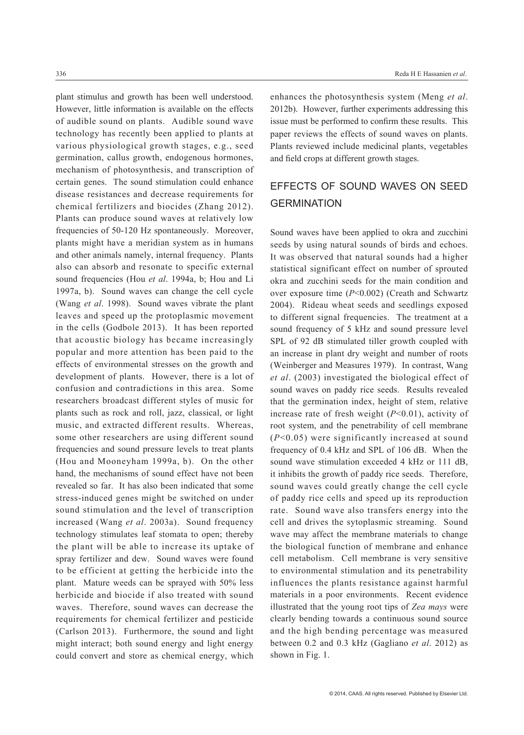plant stimulus and growth has been well understood. However, little information is available on the effects of audible sound on plants. Audible sound wave technology has recently been applied to plants at various physiological growth stages, e.g., seed germination, callus growth, endogenous hormones, mechanism of photosynthesis, and transcription of certain genes. The sound stimulation could enhance disease resistances and decrease requirements for chemical fertilizers and biocides (Zhang 2012). Plants can produce sound waves at relatively low frequencies of 50-120 Hz spontaneously. Moreover, plants might have a meridian system as in humans and other animals namely, internal frequency. Plants also can absorb and resonate to specific external sound frequencies (Hou *et al*. 1994a, b; Hou and Li 1997a, b). Sound waves can change the cell cycle (Wang *et al*. 1998). Sound waves vibrate the plant leaves and speed up the protoplasmic movement in the cells (Godbole 2013). It has been reported that acoustic biology has became increasingly popular and more attention has been paid to the effects of environmental stresses on the growth and development of plants. However, there is a lot of confusion and contradictions in this area. Some researchers broadcast different styles of music for plants such as rock and roll, jazz, classical, or light music, and extracted different results. Whereas, some other researchers are using different sound frequencies and sound pressure levels to treat plants (Hou and Mooneyham 1999a, b). On the other hand, the mechanisms of sound effect have not been revealed so far. It has also been indicated that some stress-induced genes might be switched on under sound stimulation and the level of transcription increased (Wang *et al*. 2003a). Sound frequency technology stimulates leaf stomata to open; thereby the plant will be able to increase its uptake of spray fertilizer and dew. Sound waves were found to be efficient at getting the herbicide into the plant. Mature weeds can be sprayed with 50% less herbicide and biocide if also treated with sound waves. Therefore, sound waves can decrease the requirements for chemical fertilizer and pesticide (Carlson 2013). Furthermore, the sound and light might interact; both sound energy and light energy could convert and store as chemical energy, which enhances the photosynthesis system (Meng *et al*. 2012b). However, further experiments addressing this issue must be performed to confirm these results. This paper reviews the effects of sound waves on plants. Plants reviewed include medicinal plants, vegetables and field crops at different growth stages.

## EFFECTS OF SOUND WAVES ON SEED GERMINATION

Sound waves have been applied to okra and zucchini seeds by using natural sounds of birds and echoes. It was observed that natural sounds had a higher statistical significant effect on number of sprouted okra and zucchini seeds for the main condition and over exposure time ($P<0.002$) (Creath and Schwartz 2004). Rideau wheat seeds and seedlings exposed to different signal frequencies. The treatment at a sound frequency of 5 kHz and sound pressure level SPL of 92 dB stimulated tiller growth coupled with an increase in plant dry weight and number of roots (Weinberger and Measures 1979). In contrast, Wang *et al*. (2003) investigated the biological effect of sound waves on paddy rice seeds. Results revealed that the germination index, height of stem, relative increase rate of fresh weight ($P<0.01$), activity of root system, and the penetrability of cell membrane ($P<0.05$) were significantly increased at sound frequency of 0.4 kHz and SPL of 106 dB. When the sound wave stimulation exceeded 4 kHz or 111 dB, it inhibits the growth of paddy rice seeds. Therefore, sound waves could greatly change the cell cycle of paddy rice cells and speed up its reproduction rate. Sound wave also transfers energy into the cell and drives the sytoplasmic streaming. Sound wave may affect the membrane materials to change the biological function of membrane and enhance cell metabolism. Cell membrane is very sensitive to environmental stimulation and its penetrability influences the plants resistance against harmful materials in a poor environments. Recent evidence illustrated that the young root tips of *Zea mays* were clearly bending towards a continuous sound source and the high bending percentage was measured between 0.2 and 0.3 kHz (Gagliano *et al*. 2012) as shown in Fig. 1.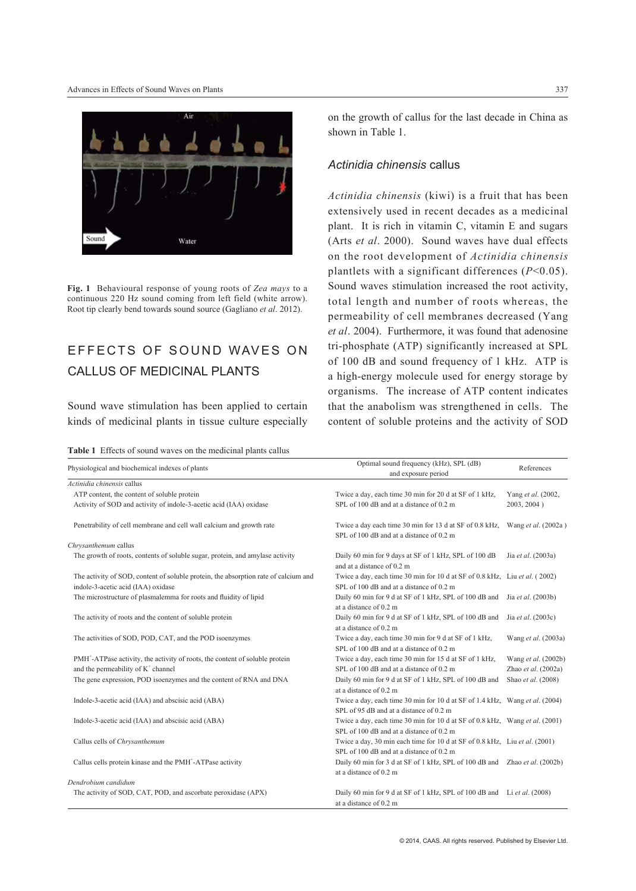**Fig. 1** Behavioural response of young roots of *Zea mays* to a continuous 220 Hz sound coming from left field (white arrow). Root tip clearly bend towards sound source (Gagliano *et al*. 2012).

## EFFECTS OF SOUND WAVES ON CALLUS OF MEDICINAL PLANTS

Sound wave stimulation has been applied to certain kinds of medicinal plants in tissue culture especially on the growth of callus for the last decade in China as shown in Table 1.

### *Actinidia chinensis* callus

*Actinidia chinensis* (kiwi) is a fruit that has been extensively used in recent decades as a medicinal plant. It is rich in vitamin C, vitamin E and sugars (Arts *et al*. 2000). Sound waves have dual effects on the root development of *Actinidia chinensis* plantlets with a significant differences ($P<0.05$). Sound waves stimulation increased the root activity, total length and number of roots whereas, the permeability of cell membranes decreased (Yang *et al*. 2004). Furthermore, it was found that adenosine tri-phosphate (ATP) significantly increased at SPL of 100 dB and sound frequency of 1 kHz. ATP is a high-energy molecule used for energy storage by organisms. The increase of ATP content indicates that the anabolism was strengthened in cells. The content of soluble proteins and the activity of SOD

**Table 1** Effects of sound waves on the medicinal plants callus

| Physiological and biochemical indexes of plants | Optimal sound frequency (kHz), SPL (dB) and exposure period | References |
|---|---|---|
| *Actinidia chinensis* callus | | |
| ATP content, the content of soluble protein | Twice a day, each time 30 min for 20 d at SF of 1 kHz, | Yang *et al*. (2002, |
| Activity of SOD and activity of indole-3-acetic acid (IAA) oxidase | SPL of 100 dB and at a distance of 0.2 m | 2003, 2004 ) |
| Penetrability of cell membrane and cell wall calcium and growth rate | Twice a day each time 30 min for 13 d at SF of 0.8 kHz, SPL of 100 dB and at a distance of 0.2 m | Wang *et al*. (2002a ) |
| *Chrysanthemum* callus | | |
| The growth of roots, contents of soluble sugar, protein, and amylase activity | Daily 60 min for 9 days at SF of 1 kHz, SPL of 100 dB and at a distance of 0.2 m | Jia *et al*. (2003a) |
| The activity of SOD, content of soluble protein, the absorption rate of calcium and indole-3-acetic acid (IAA) oxidase | Twice a day, each time 30 min for 10 d at SF of 0.8 kHz, SPL of 100 dB and at a distance of 0.2 m | Liu *et al*. ( 2002) |
| The microstructure of plasmalemma for roots and fluidity of lipid | Daily 60 min for 9 d at SF of 1 kHz, SPL of 100 dB and at a distance of 0.2 m | Jia *et al*. (2003b) |
| The activity of roots and the content of soluble protein | Daily 60 min for 9 d at SF of 1 kHz, SPL of 100 dB and at a distance of 0.2 m | Jia *et al*. (2003c) |
| The activities of SOD, POD, CAT, and the POD isoenzymes | Twice a day, each time 30 min for 9 d at SF of 1 kHz, SPL of 100 dB and at a distance of 0.2 m | Wang *et al*. (2003a) |
| PMH$^+$-ATPase activity, the activity of roots, the content of soluble protein and the permeability of $K^+$ channel | Twice a day, each time 30 min for 15 d at SF of 1 kHz, SPL of 100 dB and at a distance of 0.2 m | Wang *et al*. (2002b) Zhao *et al*. (2002a) |
| The gene expression, POD isoenzymes and the content of RNA and DNA | Daily 60 min for 9 d at SF of 1 kHz, SPL of 100 dB and at a distance of 0.2 m | Shao *et al*. (2008) |
| Indole-3-acetic acid (IAA) and abscisic acid (ABA) | Twice a day, each time 30 min for 10 d at SF of 1.4 kHz, SPL of 95 dB and at a distance of 0.2 m | Wang *et al*. (2004) |
| Indole-3-acetic acid (IAA) and abscisic acid (ABA) | Twice a day, each time 30 min for 10 d at SF of 0.8 kHz, SPL of 100 dB and at a distance of 0.2 m | Wang *et al*. (2001) |
| Callus cells of *Chrysanthemum* | Twice a day, 30 min each time for 10 d at SF of 0.8 kHz, SPL of 100 dB and at a distance of 0.2 m | Liu *et al*. (2001) |
| Callus cells protein kinase and the PMH$^+$-ATPase activity | Daily 60 min for 3 d at SF of 1 kHz, SPL of 100 dB and at a distance of 0.2 m | Zhao *et al*. (2002b) |
| *Dendrobium candidum* | | |
| The activity of SOD, CAT, POD, and ascorbate peroxidase (APX) | Daily 60 min for 9 d at SF of 1 kHz, SPL of 100 dB and at a distance of 0.2 m | Li *et al*. (2008) |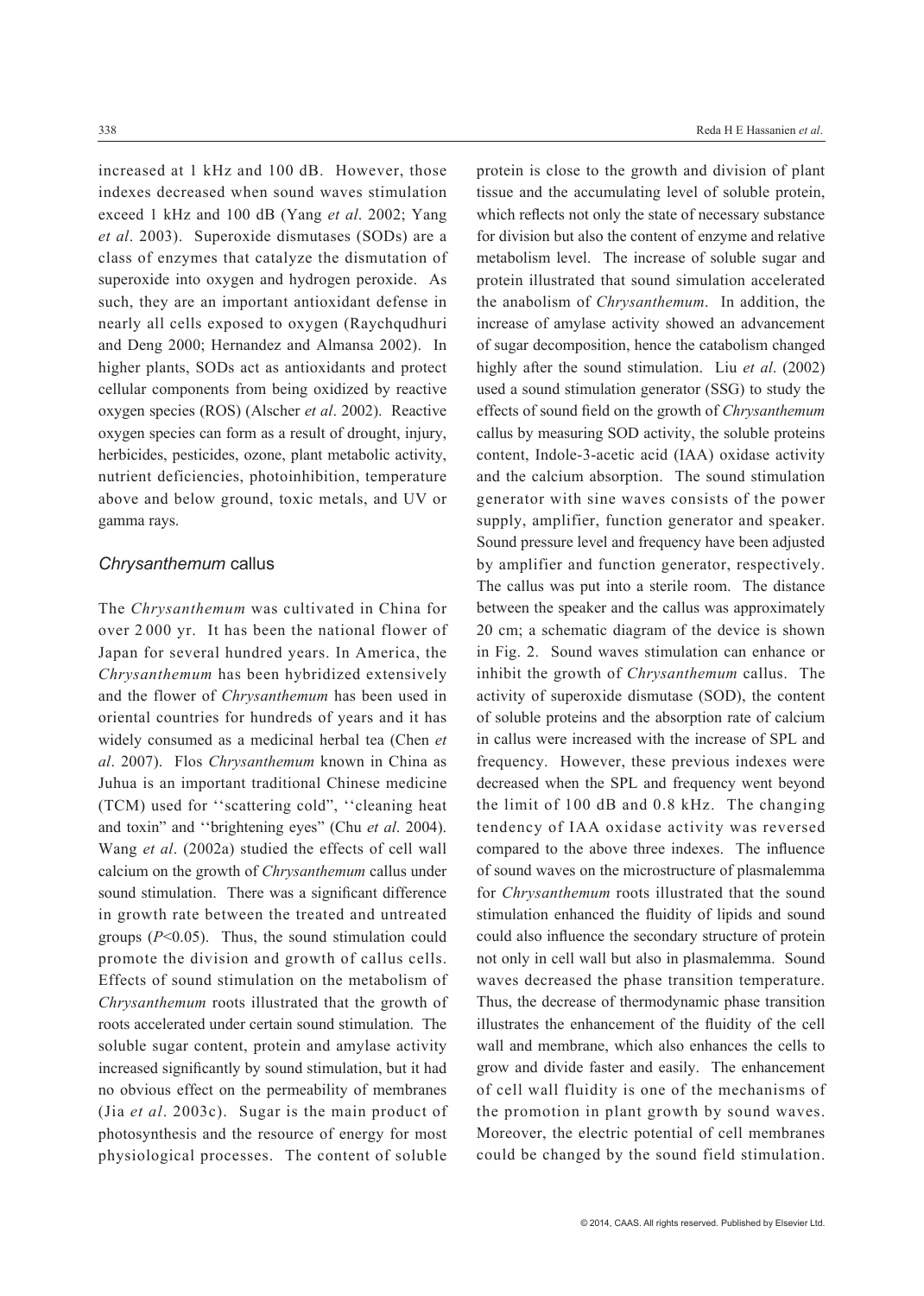increased at 1 kHz and 100 dB. However, those indexes decreased when sound waves stimulation exceed 1 kHz and 100 dB (Yang *et al*. 2002; Yang *et al*. 2003). Superoxide dismutases (SODs) are a class of enzymes that catalyze the dismutation of superoxide into oxygen and hydrogen peroxide. As such, they are an important antioxidant defense in nearly all cells exposed to oxygen (Raychqudhuri and Deng 2000; Hernandez and Almansa 2002). In higher plants, SODs act as antioxidants and protect cellular components from being oxidized by reactive oxygen species (ROS) (Alscher *et al*. 2002). Reactive oxygen species can form as a result of drought, injury, herbicides, pesticides, ozone, plant metabolic activity, nutrient deficiencies, photoinhibition, temperature above and below ground, toxic metals, and UV or gamma rays.

### *Chrysanthemum* callus

The *Chrysanthemum* was cultivated in China for over 2 000 yr. It has been the national flower of Japan for several hundred years. In America, the *Chrysanthemum* has been hybridized extensively and the flower of *Chrysanthemum* has been used in oriental countries for hundreds of years and it has widely consumed as a medicinal herbal tea (Chen *et al*. 2007). Flos *Chrysanthemum* known in China as Juhua is an important traditional Chinese medicine (TCM) used for ''scattering cold", ''cleaning heat and toxin" and ''brightening eyes" (Chu *et al*. 2004). Wang *et al*. (2002a) studied the effects of cell wall calcium on the growth of *Chrysanthemum* callus under sound stimulation. There was a significant difference in growth rate between the treated and untreated groups ($P<0.05$). Thus, the sound stimulation could promote the division and growth of callus cells. Effects of sound stimulation on the metabolism of *Chrysanthemum* roots illustrated that the growth of roots accelerated under certain sound stimulation. The soluble sugar content, protein and amylase activity increased significantly by sound stimulation, but it had no obvious effect on the permeability of membranes (Jia *et al*. 2003c). Sugar is the main product of photosynthesis and the resource of energy for most physiological processes. The content of soluble protein is close to the growth and division of plant tissue and the accumulating level of soluble protein, which reflects not only the state of necessary substance for division but also the content of enzyme and relative metabolism level. The increase of soluble sugar and protein illustrated that sound simulation accelerated the anabolism of *Chrysanthemum*. In addition, the increase of amylase activity showed an advancement of sugar decomposition, hence the catabolism changed highly after the sound stimulation. Liu *et al*. (2002) used a sound stimulation generator (SSG) to study the effects of sound field on the growth of *Chrysanthemum* callus by measuring SOD activity, the soluble proteins content, Indole-3-acetic acid (IAA) oxidase activity and the calcium absorption. The sound stimulation generator with sine waves consists of the power supply, amplifier, function generator and speaker. Sound pressure level and frequency have been adjusted by amplifier and function generator, respectively. The callus was put into a sterile room. The distance between the speaker and the callus was approximately 20 cm; a schematic diagram of the device is shown in Fig. 2. Sound waves stimulation can enhance or inhibit the growth of *Chrysanthemum* callus. The activity of superoxide dismutase (SOD), the content of soluble proteins and the absorption rate of calcium in callus were increased with the increase of SPL and frequency. However, these previous indexes were decreased when the SPL and frequency went beyond the limit of 100 dB and 0.8 kHz. The changing tendency of IAA oxidase activity was reversed compared to the above three indexes. The influence of sound waves on the microstructure of plasmalemma for *Chrysanthemum* roots illustrated that the sound stimulation enhanced the fluidity of lipids and sound could also influence the secondary structure of protein not only in cell wall but also in plasmalemma. Sound waves decreased the phase transition temperature. Thus, the decrease of thermodynamic phase transition illustrates the enhancement of the fluidity of the cell wall and membrane, which also enhances the cells to grow and divide faster and easily. The enhancement of cell wall fluidity is one of the mechanisms of the promotion in plant growth by sound waves. Moreover, the electric potential of cell membranes could be changed by the sound field stimulation.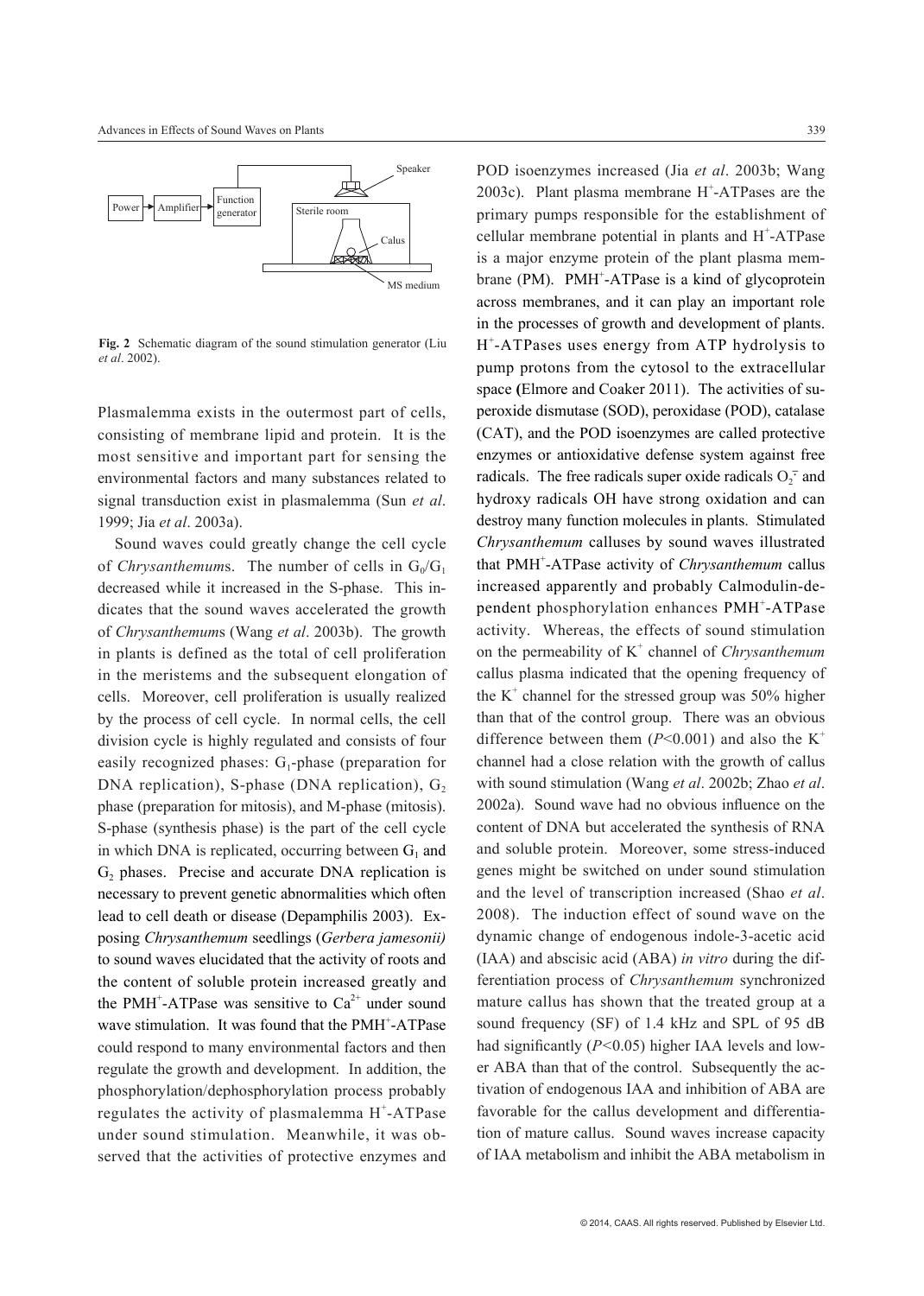Fig. 2 Schematic diagram of the sound stimulation generator (Liu *et al*. 2002).

Plasmalemma exists in the outermost part of cells, consisting of membrane lipid and protein. It is the most sensitive and important part for sensing the environmental factors and many substances related to signal transduction exist in plasmalemma (Sun *et al*. 1999; Jia *et al*. 2003a).

Sound waves could greatly change the cell cycle of *Chrysanthemum*s. The number of cells in $G_0/G_1$ decreased while it increased in the S-phase. This indicates that the sound waves accelerated the growth of *Chrysanthemum*s (Wang *et al*. 2003b). The growth in plants is defined as the total of cell proliferation in the meristems and the subsequent elongation of cells. Moreover, cell proliferation is usually realized by the process of cell cycle. In normal cells, the cell division cycle is highly regulated and consists of four easily recognized phases: $G_1$-phase (preparation for DNA replication), S-phase (DNA replication), $G_2$ phase (preparation for mitosis), and M-phase (mitosis). S-phase (synthesis phase) is the part of the cell cycle in which DNA is replicated, occurring between $G_1$ and $G_2$ phases. Precise and accurate DNA replication is necessary to prevent genetic abnormalities which often lead to cell death or disease (Depamphilis 2003). Exposing *Chrysanthemum* seedlings (*Gerbera jamesonii)* to sound waves elucidated that the activity of roots and the content of soluble protein increased greatly and the $PMH^+$-ATPase was sensitive to $Ca^{2+}$ under sound wave stimulation. It was found that the $PMH^+$-ATPase could respond to many environmental factors and then regulate the growth and development. In addition, the phosphorylation/dephosphorylation process probably regulates the activity of plasmalemma $H^+$-ATPase under sound stimulation. Meanwhile, it was observed that the activities of protective enzymes and POD isoenzymes increased (Jia *et al*. 2003b; Wang 2003c). Plant plasma membrane $H^+$-ATPases are the primary pumps responsible for the establishment of cellular membrane potential in plants and $H^+$-ATPase is a major enzyme protein of the plant plasma membrane (PM). $PMH^+$-ATPase is a kind of glycoprotein across membranes, and it can play an important role in the processes of growth and development of plants. $H^+$-ATPases uses energy from ATP hydrolysis to pump protons from the cytosol to the extracellular space (Elmore and Coaker 2011). The activities of superoxide dismutase (SOD), peroxidase (POD), catalase (CAT), and the POD isoenzymes are called protective enzymes or antioxidative defense system against free radicals. The free radicals super oxide radicals $O_2^{\cdot-}$ and hydroxy radicals OH have strong oxidation and can destroy many function molecules in plants. Stimulated *Chrysanthemum* calluses by sound waves illustrated that $PMH^+$-ATPase activity of *Chrysanthemum* callus increased apparently and probably Calmodulin-dependent phosphorylation enhances $PMH^+$-ATPase activity. Whereas, the effects of sound stimulation on the permeability of $K^+$ channel of *Chrysanthemum* callus plasma indicated that the opening frequency of the $K^+$ channel for the stressed group was 50% higher than that of the control group. There was an obvious difference between them ($P<0.001$) and also the $K^+$ channel had a close relation with the growth of callus with sound stimulation (Wang *et al*. 2002b; Zhao *et al*. 2002a). Sound wave had no obvious influence on the content of DNA but accelerated the synthesis of RNA and soluble protein. Moreover, some stress-induced genes might be switched on under sound stimulation and the level of transcription increased (Shao *et al*. 2008). The induction effect of sound wave on the dynamic change of endogenous indole-3-acetic acid (IAA) and abscisic acid (ABA) *in vitro* during the differentiation process of *Chrysanthemum* synchronized mature callus has shown that the treated group at a sound frequency (SF) of 1.4 kHz and SPL of 95 dB had significantly ($P<0.05$) higher IAA levels and lower ABA than that of the control. Subsequently the activation of endogenous IAA and inhibition of ABA are favorable for the callus development and differentiation of mature callus. Sound waves increase capacity of IAA metabolism and inhibit the ABA metabolism in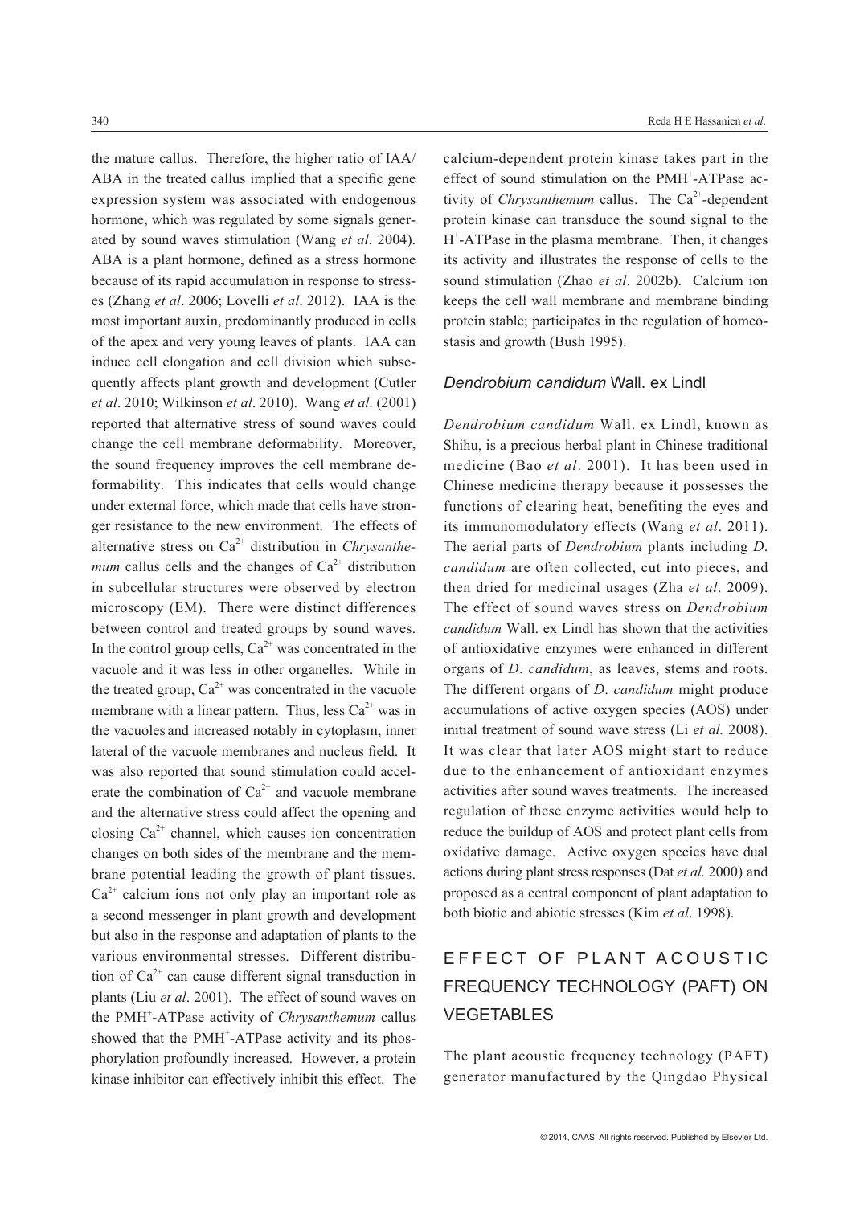the mature callus. Therefore, the higher ratio of IAA/ABA in the treated callus implied that a specific gene expression system was associated with endogenous hormone, which was regulated by some signals generated by sound waves stimulation (Wang *et al*. 2004). ABA is a plant hormone, defined as a stress hormone because of its rapid accumulation in response to stresses (Zhang *et al*. 2006; Lovelli *et al*. 2012). IAA is the most important auxin, predominantly produced in cells of the apex and very young leaves of plants. IAA can induce cell elongation and cell division which subsequently affects plant growth and development (Cutler *et al*. 2010; Wilkinson *et al*. 2010). Wang *et al*. (2001) reported that alternative stress of sound waves could change the cell membrane deformability. Moreover, the sound frequency improves the cell membrane deformability. This indicates that cells would change under external force, which made that cells have stronger resistance to the new environment. The effects of alternative stress on $Ca^{2+}$ distribution in *Chrysanthemum* callus cells and the changes of $Ca^{2+}$ distribution in subcellular structures were observed by electron microscopy (EM). There were distinct differences between control and treated groups by sound waves. In the control group cells, $Ca^{2+}$ was concentrated in the vacuole and it was less in other organelles. While in the treated group, $Ca^{2+}$ was concentrated in the vacuole membrane with a linear pattern. Thus, less $Ca^{2+}$ was in the vacuoles and increased notably in cytoplasm, inner lateral of the vacuole membranes and nucleus field. It was also reported that sound stimulation could accelerate the combination of $Ca^{2+}$ and vacuole membrane and the alternative stress could affect the opening and closing $Ca^{2+}$ channel, which causes ion concentration changes on both sides of the membrane and the membrane potential leading the growth of plant tissues. $Ca^{2+}$ calcium ions not only play an important role as a second messenger in plant growth and development but also in the response and adaptation of plants to the various environmental stresses. Different distribution of $Ca^{2+}$ can cause different signal transduction in plants (Liu *et al*. 2001). The effect of sound waves on the $PMH^{+}$-ATPase activity of *Chrysanthemum* callus showed that the $PMH^{+}$-ATPase activity and its phosphorylation profoundly increased. However, a protein kinase inhibitor can effectively inhibit this effect. The calcium-dependent protein kinase takes part in the effect of sound stimulation on the $PMH^{+}$-ATPase activity of *Chrysanthemum* callus. The $Ca^{2+}$-dependent protein kinase can transduce the sound signal to the $H^{+}$-ATPase in the plasma membrane. Then, it changes its activity and illustrates the response of cells to the sound stimulation (Zhao *et al*. 2002b). Calcium ion keeps the cell wall membrane and membrane binding protein stable; participates in the regulation of homeostasis and growth (Bush 1995).

### *Dendrobium candidum* Wall. ex Lindl

*Dendrobium candidum* Wall. ex Lindl, known as Shihu, is a precious herbal plant in Chinese traditional medicine (Bao *et al*. 2001). It has been used in Chinese medicine therapy because it possesses the functions of clearing heat, benefiting the eyes and its immunomodulatory effects (Wang *et al*. 2011). The aerial parts of *Dendrobium* plants including *D*. *candidum* are often collected, cut into pieces, and then dried for medicinal usages (Zha *et al*. 2009). The effect of sound waves stress on *Dendrobium candidum* Wall. ex Lindl has shown that the activities of antioxidative enzymes were enhanced in different organs of *D*. *candidum*, as leaves, stems and roots. The different organs of *D*. *candidum* might produce accumulations of active oxygen species (AOS) under initial treatment of sound wave stress (Li *et al*. 2008). It was clear that later AOS might start to reduce due to the enhancement of antioxidant enzymes activities after sound waves treatments. The increased regulation of these enzyme activities would help to reduce the buildup of AOS and protect plant cells from oxidative damage. Active oxygen species have dual actions during plant stress responses (Dat *et al*. 2000) and proposed as a central component of plant adaptation to both biotic and abiotic stresses (Kim *et al*. 1998).

## EFFECT OF PLANT ACOUSTIC FREQUENCY TECHNOLOGY (PAFT) ON VEGETABLES

The plant acoustic frequency technology (PAFT) generator manufactured by the Qingdao Physical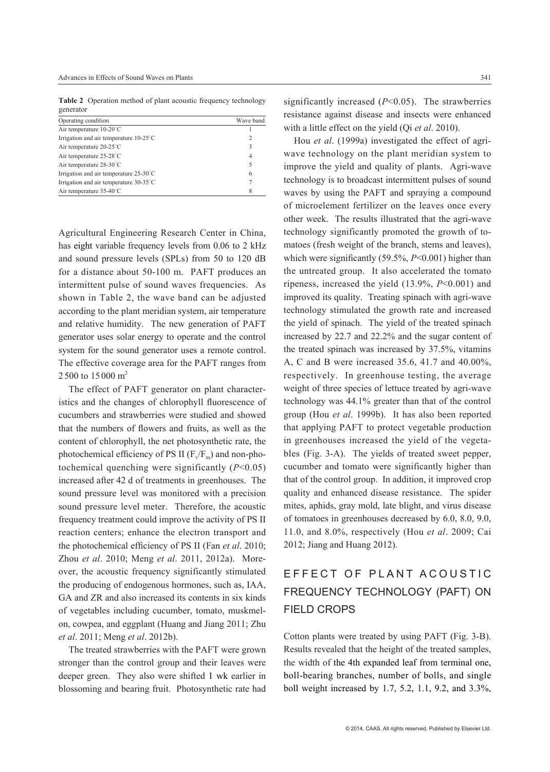**Table 2** Operation method of plant acoustic frequency technology generator

| Operating condition | Wave band |
| --- | --- |
| Air temperature 10-20°C | 1 |
| Irrigation and air temperature 10-25°C | 2 |
| Air temperature 20-25°C | 3 |
| Air temperature 25-28°C | 4 |
| Air temperature 28-30°C | 5 |
| Irrigation and air temperature 25-30°C | 6 |
| Irrigation and air temperature 30-35°C | 7 |
| Air temperature 35-40°C | 8 |

Agricultural Engineering Research Center in China, has eight variable frequency levels from 0.06 to 2 kHz and sound pressure levels (SPLs) from 50 to 120 dB for a distance about 50-100 m. PAFT produces an intermittent pulse of sound waves frequencies. As shown in Table 2, the wave band can be adjusted according to the plant meridian system, air temperature and relative humidity. The new generation of PAFT generator uses solar energy to operate and the control system for the sound generator uses a remote control. The effective coverage area for the PAFT ranges from 2 500 to 15 000 m$^2$

The effect of PAFT generator on plant characteristics and the changes of chlorophyll fluorescence of cucumbers and strawberries were studied and showed that the numbers of flowers and fruits, as well as the content of chlorophyll, the net photosynthetic rate, the photochemical efficiency of PS II ($F_v/F_m$) and non-photochemical quenching were significantly ($P<0.05$) increased after 42 d of treatments in greenhouses. The sound pressure level was monitored with a precision sound pressure level meter. Therefore, the acoustic frequency treatment could improve the activity of PS II reaction centers; enhance the electron transport and the photochemical efficiency of PS II (Fan *et al*. 2010; Zhou *et al*. 2010; Meng *et al*. 2011, 2012a). Moreover, the acoustic frequency significantly stimulated the producing of endogenous hormones, such as, IAA, GA and ZR and also increased its contents in six kinds of vegetables including cucumber, tomato, muskmelon, cowpea, and eggplant (Huang and Jiang 2011; Zhu *et al*. 2011; Meng *et al*. 2012b).

The treated strawberries with the PAFT were grown stronger than the control group and their leaves were deeper green. They also were shifted 1 wk earlier in blossoming and bearing fruit. Photosynthetic rate had significantly increased ($P<0.05$). The strawberries resistance against disease and insects were enhanced with a little effect on the yield (Qi *et al*. 2010).

Hou *et al*. (1999a) investigated the effect of agri-wave technology on the plant meridian system to improve the yield and quality of plants. Agri-wave technology is to broadcast intermittent pulses of sound waves by using the PAFT and spraying a compound of microelement fertilizer on the leaves once every other week. The results illustrated that the agri-wave technology significantly promoted the growth of tomatoes (fresh weight of the branch, stems and leaves), which were significantly (59.5%, $P<0.001$) higher than the untreated group. It also accelerated the tomato ripeness, increased the yield (13.9%, $P<0.001$) and improved its quality. Treating spinach with agri-wave technology stimulated the growth rate and increased the yield of spinach. The yield of the treated spinach increased by 22.7 and 22.2% and the sugar content of the treated spinach was increased by 37.5%, vitamins A, C and B were increased 35.6, 41.7 and 40.00%, respectively. In greenhouse testing, the average weight of three species of lettuce treated by agri-wave technology was 44.1% greater than that of the control group (Hou *et al*. 1999b). It has also been reported that applying PAFT to protect vegetable production in greenhouses increased the yield of the vegetables (Fig. 3-A). The yields of treated sweet pepper, cucumber and tomato were significantly higher than that of the control group. In addition, it improved crop quality and enhanced disease resistance. The spider mites, aphids, gray mold, late blight, and virus disease of tomatoes in greenhouses decreased by 6.0, 8.0, 9.0, 11.0, and 8.0%, respectively (Hou *et al*. 2009; Cai 2012; Jiang and Huang 2012).

## EFFECT OF PLANT ACOUSTIC FREQUENCY TECHNOLOGY (PAFT) ON FIELD CROPS

Cotton plants were treated by using PAFT (Fig. 3-B). Results revealed that the height of the treated samples, the width of the 4th expanded leaf from terminal one, boll-bearing branches, number of bolls, and single boll weight increased by 1.7, 5.2, 1.1, 9.2, and 3.3%,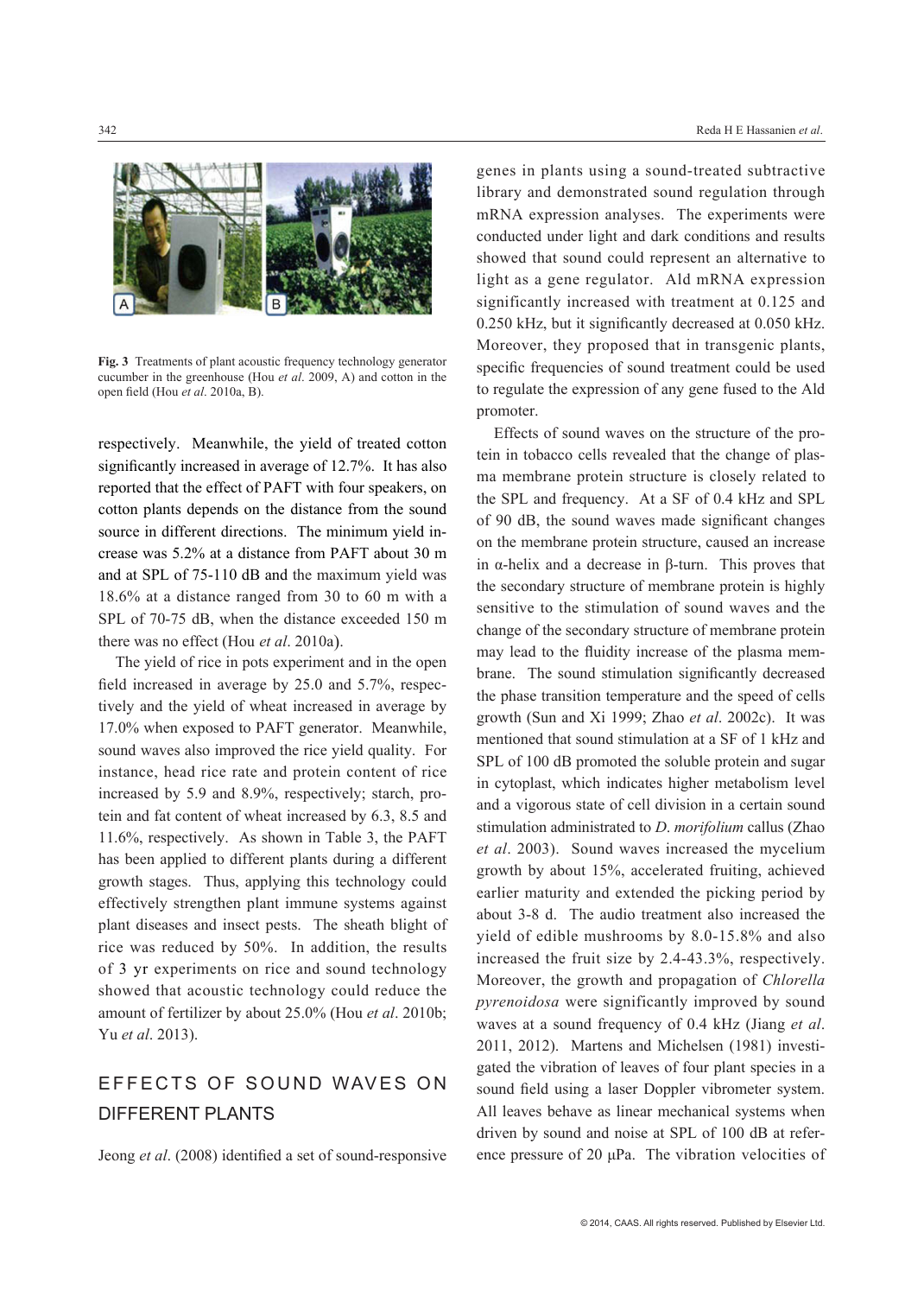Fig. 3 Treatments of plant acoustic frequency technology generator cucumber in the greenhouse (Hou *et al*. 2009, A) and cotton in the open field (Hou *et al*. 2010a, B).

respectively. Meanwhile, the yield of treated cotton significantly increased in average of 12.7%. It has also reported that the effect of PAFT with four speakers, on cotton plants depends on the distance from the sound source in different directions. The minimum yield increase was 5.2% at a distance from PAFT about 30 m and at SPL of 75-110 dB and the maximum yield was 18.6% at a distance ranged from 30 to 60 m with a SPL of 70-75 dB, when the distance exceeded 150 m there was no effect (Hou *et al*. 2010a).

The yield of rice in pots experiment and in the open field increased in average by 25.0 and 5.7%, respectively and the yield of wheat increased in average by 17.0% when exposed to PAFT generator. Meanwhile, sound waves also improved the rice yield quality. For instance, head rice rate and protein content of rice increased by 5.9 and 8.9%, respectively; starch, protein and fat content of wheat increased by 6.3, 8.5 and 11.6%, respectively. As shown in Table 3, the PAFT has been applied to different plants during a different growth stages. Thus, applying this technology could effectively strengthen plant immune systems against plant diseases and insect pests. The sheath blight of rice was reduced by 50%. In addition, the results of 3 yr experiments on rice and sound technology showed that acoustic technology could reduce the amount of fertilizer by about 25.0% (Hou *et al*. 2010b; Yu *et al*. 2013).

## EFFECTS OF SOUND WAVES ON DIFFERENT PLANTS

Jeong *et al*. (2008) identified a set of sound-responsive genes in plants using a sound-treated subtractive library and demonstrated sound regulation through mRNA expression analyses. The experiments were conducted under light and dark conditions and results showed that sound could represent an alternative to light as a gene regulator. Ald mRNA expression significantly increased with treatment at 0.125 and 0.250 kHz, but it significantly decreased at 0.050 kHz. Moreover, they proposed that in transgenic plants, specific frequencies of sound treatment could be used to regulate the expression of any gene fused to the Ald promoter.

Effects of sound waves on the structure of the protein in tobacco cells revealed that the change of plasma membrane protein structure is closely related to the SPL and frequency. At a SF of 0.4 kHz and SPL of 90 dB, the sound waves made significant changes on the membrane protein structure, caused an increase in α-helix and a decrease in β-turn. This proves that the secondary structure of membrane protein is highly sensitive to the stimulation of sound waves and the change of the secondary structure of membrane protein may lead to the fluidity increase of the plasma membrane. The sound stimulation significantly decreased the phase transition temperature and the speed of cells growth (Sun and Xi 1999; Zhao *et al*. 2002c). It was mentioned that sound stimulation at a SF of 1 kHz and SPL of 100 dB promoted the soluble protein and sugar in cytoplast, which indicates higher metabolism level and a vigorous state of cell division in a certain sound stimulation administrated to *D. morifolium* callus (Zhao *et al*. 2003). Sound waves increased the mycelium growth by about 15%, accelerated fruiting, achieved earlier maturity and extended the picking period by about 3-8 d. The audio treatment also increased the yield of edible mushrooms by 8.0-15.8% and also increased the fruit size by 2.4-43.3%, respectively. Moreover, the growth and propagation of *Chlorella pyrenoidosa* were significantly improved by sound waves at a sound frequency of 0.4 kHz (Jiang *et al*. 2011, 2012). Martens and Michelsen (1981) investigated the vibration of leaves of four plant species in a sound field using a laser Doppler vibrometer system. All leaves behave as linear mechanical systems when driven by sound and noise at SPL of 100 dB at reference pressure of 20 μPa. The vibration velocities of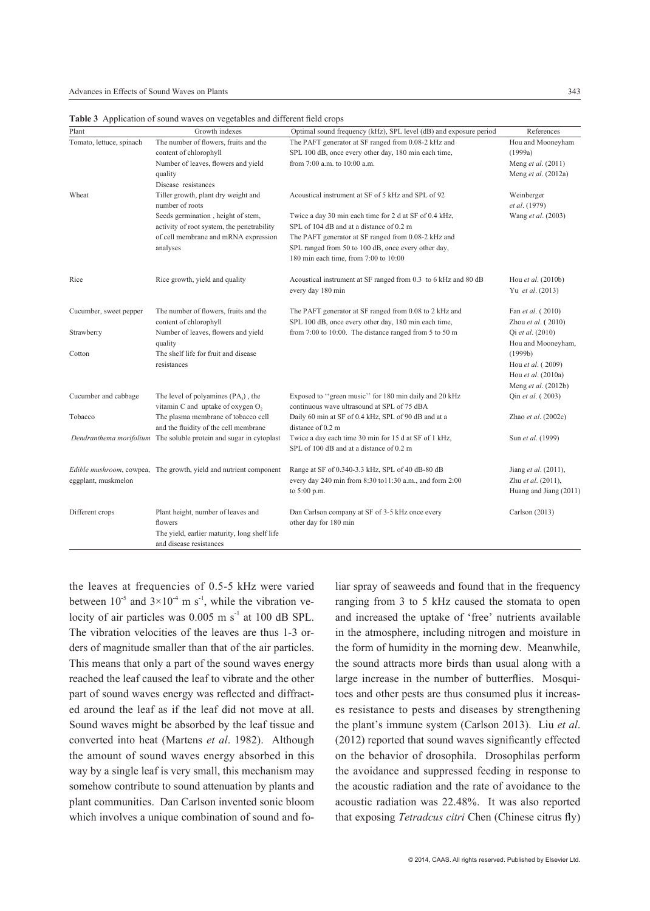**Table 3** Application of sound waves on vegetables and different field crops

| Plant | Growth indexes | Optimal sound frequency (kHz), SPL level (dB) and exposure period | References |
|---|---|---|---|
| Tomato, lettuce, spinach | The number of flowers, fruits and the content of chlorophyll<br>Number of leaves, flowers and yield quality<br>Disease resistances | The PAFT generator at SF ranged from 0.08-2 kHz and SPL 100 dB, once every other day, 180 min each time, from 7:00 a.m. to 10:00 a.m. | Hou and Mooneyham (1999a)<br>Meng *et al*. (2011)<br>Meng *et al*. (2012a) |
| Wheat | Tiller growth, plant dry weight and number of roots<br>Seeds germination , height of stem, activity of root system, the penetrability of cell membrane and mRNA expression analyses | Acoustical instrument at SF of 5 kHz and SPL of 92<br>Twice a day 30 min each time for 2 d at SF of 0.4 kHz, SPL of 104 dB and at a distance of 0.2 m<br>The PAFT generator at SF ranged from 0.08-2 kHz and SPL ranged from 50 to 100 dB, once every other day, 180 min each time, from 7:00 to 10:00 | Weinberger *et al*. (1979)<br>Wang *et al*. (2003) |
| Rice | Rice growth, yield and quality | Acoustical instrument at SF ranged from 0.3 to 6 kHz and 80 dB every day 180 min | Hou *et al*. (2010b)<br>Yu *et al*. (2013) |
| Cucumber, sweet pepper<br>Strawberry<br>Cotton | The number of flowers, fruits and the content of chlorophyll<br>Number of leaves, flowers and yield quality<br>The shelf life for fruit and disease resistances | The PAFT generator at SF ranged from 0.08 to 2 kHz and SPL 100 dB, once every other day, 180 min each time, from 7:00 to 10:00. The distance ranged from 5 to 50 m | Fan *et al*. ( 2010)<br>Zhou *et al*. ( 2010)<br>Qi *et al*. (2010)<br>Hou and Mooneyham, (1999b)<br>Hou *et al*. ( 2009)<br>Hou *et al*. (2010a)<br>Meng *et al*. (2012b) |
| Cucumber and cabbage | The level of polyamines ($PA_s$) , the vitamin C and uptake of oxygen $O_2$ | Exposed to ''green music'' for 180 min daily and 20 kHz continuous wave ultrasound at SPL of 75 dBA | Qin *et al*. ( 2003) |
| Tobacco | The plasma membrane of tobacco cell and the fluidity of the cell membrane | Daily 60 min at SF of 0.4 kHz, SPL of 90 dB and at a distance of 0.2 m | Zhao *et al*. (2002c) |
| *Dendranthema morifolium* | The soluble protein and sugar in cytoplast | Twice a day each time 30 min for 15 d at SF of 1 kHz, SPL of 100 dB and at a distance of 0.2 m | Sun *et al*. (1999) |
| *Edible mushroom*, cowpea, eggplant, muskmelon | The growth, yield and nutrient component | Range at SF of 0.340-3.3 kHz, SPL of 40 dB-80 dB every day 240 min from 8:30 to11:30 a.m., and form 2:00 to 5:00 p.m. | Jiang *et al*. (2011),<br>Zhu *et al*. (2011),<br>Huang and Jiang (2011) |
| Different crops | Plant height, number of leaves and flowers<br>The yield, earlier maturity, long shelf life and disease resistances | Dan Carlson company at SF of 3-5 kHz once every other day for 180 min | Carlson (2013) |

the leaves at frequencies of 0.5-5 kHz were varied between $10^{-5}$ and $3\times10^{-4}$ m s$^{-1}$, while the vibration velocity of air particles was 0.005 m s$^{-1}$ at 100 dB SPL. The vibration velocities of the leaves are thus 1-3 orders of magnitude smaller than that of the air particles. This means that only a part of the sound waves energy reached the leaf caused the leaf to vibrate and the other part of sound waves energy was reflected and diffracted around the leaf as if the leaf did not move at all. Sound waves might be absorbed by the leaf tissue and converted into heat (Martens *et al*. 1982). Although the amount of sound waves energy absorbed in this way by a single leaf is very small, this mechanism may somehow contribute to sound attenuation by plants and plant communities. Dan Carlson invented sonic bloom which involves a unique combination of sound and foliar spray of seaweeds and found that in the frequency ranging from 3 to 5 kHz caused the stomata to open and increased the uptake of 'free' nutrients available in the atmosphere, including nitrogen and moisture in the form of humidity in the morning dew. Meanwhile, the sound attracts more birds than usual along with a large increase in the number of butterflies. Mosquitoes and other pests are thus consumed plus it increases resistance to pests and diseases by strengthening the plant's immune system (Carlson 2013). Liu *et al*. (2012) reported that sound waves significantly effected on the behavior of drosophila. Drosophilas perform the avoidance and suppressed feeding in response to the acoustic radiation and the rate of avoidance to the acoustic radiation was 22.48%. It was also reported that exposing *Tetradcus citri* Chen (Chinese citrus fly)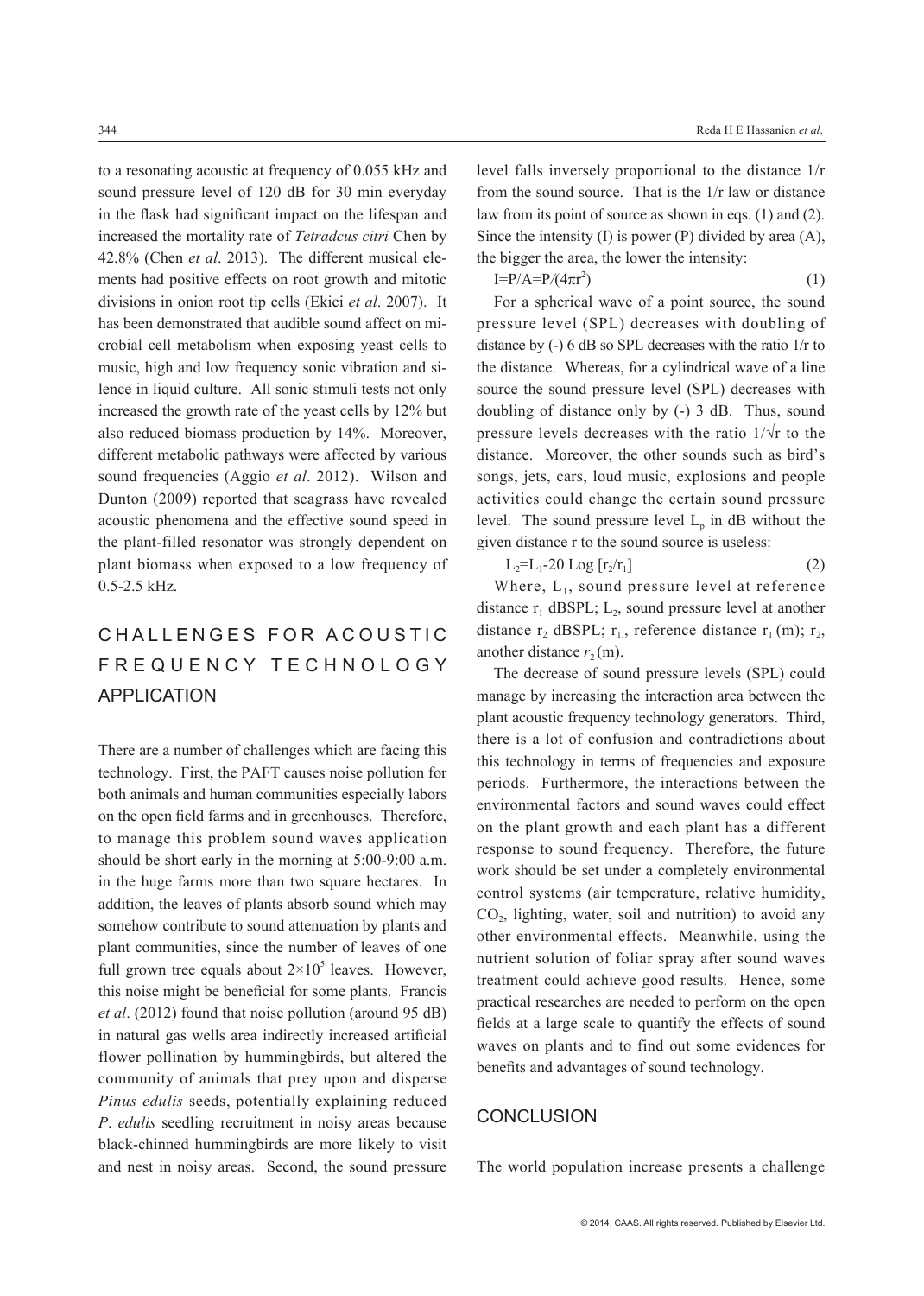to a resonating acoustic at frequency of 0.055 kHz and sound pressure level of 120 dB for 30 min everyday in the flask had significant impact on the lifespan and increased the mortality rate of *Tetradcus citri* Chen by 42.8% (Chen *et al*. 2013). The different musical elements had positive effects on root growth and mitotic divisions in onion root tip cells (Ekici *et al*. 2007). It has been demonstrated that audible sound affect on microbial cell metabolism when exposing yeast cells to music, high and low frequency sonic vibration and silence in liquid culture. All sonic stimuli tests not only increased the growth rate of the yeast cells by 12% but also reduced biomass production by 14%. Moreover, different metabolic pathways were affected by various sound frequencies (Aggio *et al*. 2012). Wilson and Dunton (2009) reported that seagrass have revealed acoustic phenomena and the effective sound speed in the plant-filled resonator was strongly dependent on plant biomass when exposed to a low frequency of 0.5-2.5 kHz.

## CHALLENGES FOR ACOUSTIC FREQUENCY TECHNOLOGY APPLICATION

There are a number of challenges which are facing this technology. First, the PAFT causes noise pollution for both animals and human communities especially labors on the open field farms and in greenhouses. Therefore, to manage this problem sound waves application should be short early in the morning at 5:00-9:00 a.m. in the huge farms more than two square hectares. In addition, the leaves of plants absorb sound which may somehow contribute to sound attenuation by plants and plant communities, since the number of leaves of one full grown tree equals about $2\times10^5$ leaves. However, this noise might be beneficial for some plants. Francis *et al*. (2012) found that noise pollution (around 95 dB) in natural gas wells area indirectly increased artificial flower pollination by hummingbirds, but altered the community of animals that prey upon and disperse *Pinus edulis* seeds, potentially explaining reduced *P*. *edulis* seedling recruitment in noisy areas because black-chinned hummingbirds are more likely to visit and nest in noisy areas. Second, the sound pressure level falls inversely proportional to the distance 1/r from the sound source. That is the 1/r law or distance law from its point of source as shown in eqs. (1) and (2). Since the intensity (I) is power (P) divided by area (A), the bigger the area, the lower the intensity:

$$I=P/A=P/(4\pi r^2) \quad (1)$$

For a spherical wave of a point source, the sound pressure level (SPL) decreases with doubling of distance by (-) 6 dB so SPL decreases with the ratio 1/r to the distance. Whereas, for a cylindrical wave of a line source the sound pressure level (SPL) decreases with doubling of distance only by (-) 3 dB. Thus, sound pressure levels decreases with the ratio $1/\sqrt{r}$ to the distance. Moreover, the other sounds such as bird's songs, jets, cars, loud music, explosions and people activities could change the certain sound pressure level. The sound pressure level $L_p$ in dB without the given distance r to the sound source is useless:

$$L_2=L_1-20\ \text{Log}\ [r_2/r_1] \quad (2)$$

Where, $L_1$, sound pressure level at reference distance $r_1$ dBSPL; $L_2$, sound pressure level at another distance $r_2$ dBSPL; $r_1$, reference distance $r_1$ (m); $r_2$, another distance $r_2$ (m).

The decrease of sound pressure levels (SPL) could manage by increasing the interaction area between the plant acoustic frequency technology generators. Third, there is a lot of confusion and contradictions about this technology in terms of frequencies and exposure periods. Furthermore, the interactions between the environmental factors and sound waves could effect on the plant growth and each plant has a different response to sound frequency. Therefore, the future work should be set under a completely environmental control systems (air temperature, relative humidity, $CO_2$, lighting, water, soil and nutrition) to avoid any other environmental effects. Meanwhile, using the nutrient solution of foliar spray after sound waves treatment could achieve good results. Hence, some practical researches are needed to perform on the open fields at a large scale to quantify the effects of sound waves on plants and to find out some evidences for benefits and advantages of sound technology.

## CONCLUSION

The world population increase presents a challenge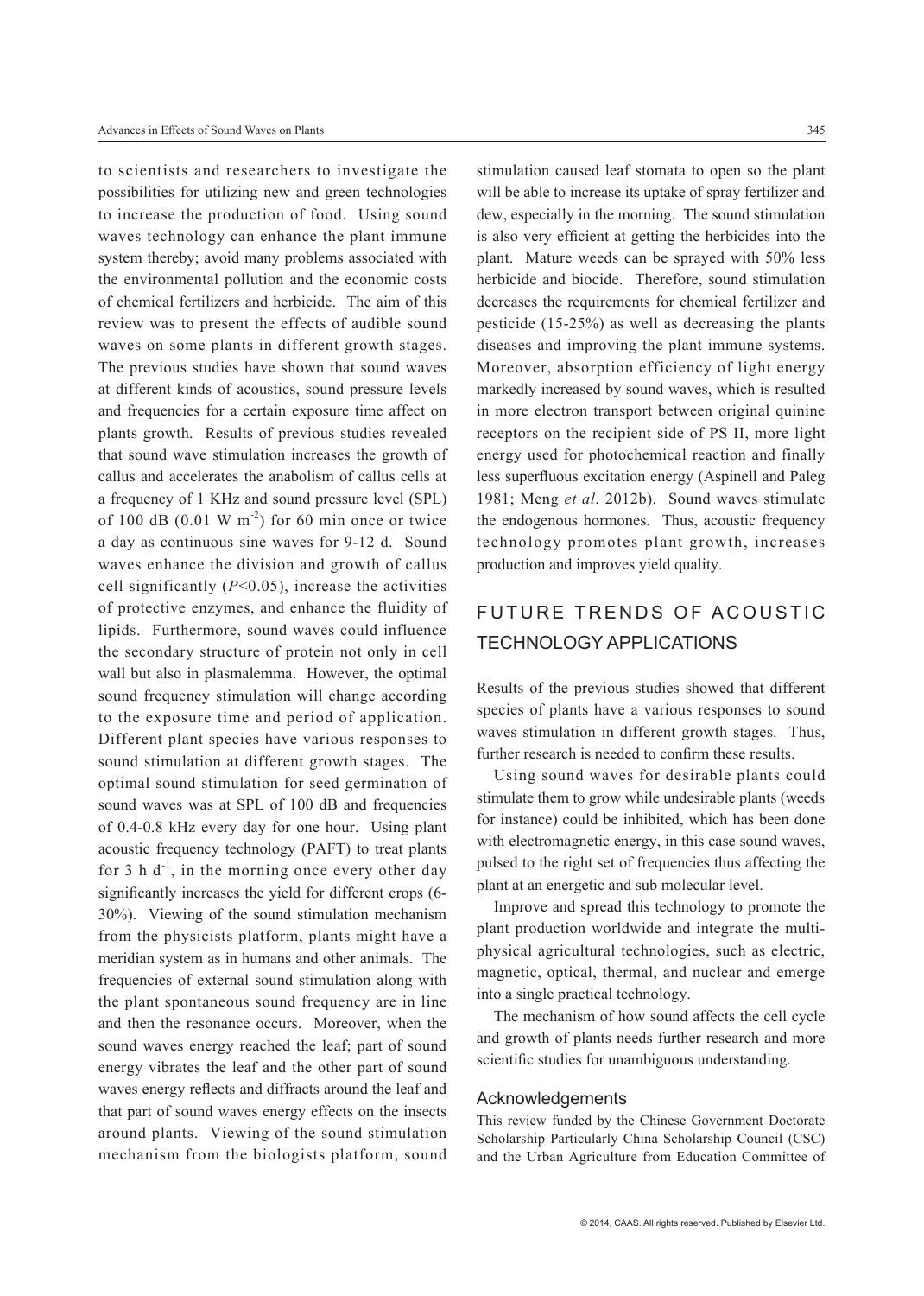to scientists and researchers to investigate the possibilities for utilizing new and green technologies to increase the production of food. Using sound waves technology can enhance the plant immune system thereby; avoid many problems associated with the environmental pollution and the economic costs of chemical fertilizers and herbicide. The aim of this review was to present the effects of audible sound waves on some plants in different growth stages. The previous studies have shown that sound waves at different kinds of acoustics, sound pressure levels and frequencies for a certain exposure time affect on plants growth. Results of previous studies revealed that sound wave stimulation increases the growth of callus and accelerates the anabolism of callus cells at a frequency of 1 KHz and sound pressure level (SPL) of 100 dB (0.01 W $m^{-2}$) for 60 min once or twice a day as continuous sine waves for 9-12 d. Sound waves enhance the division and growth of callus cell significantly ($P$<0.05), increase the activities of protective enzymes, and enhance the fluidity of lipids. Furthermore, sound waves could influence the secondary structure of protein not only in cell wall but also in plasmalemma. However, the optimal sound frequency stimulation will change according to the exposure time and period of application. Different plant species have various responses to sound stimulation at different growth stages. The optimal sound stimulation for seed germination of sound waves was at SPL of 100 dB and frequencies of 0.4-0.8 kHz every day for one hour. Using plant acoustic frequency technology (PAFT) to treat plants for 3 h $d^{-1}$, in the morning once every other day significantly increases the yield for different crops (6-30%). Viewing of the sound stimulation mechanism from the physicists platform, plants might have a meridian system as in humans and other animals. The frequencies of external sound stimulation along with the plant spontaneous sound frequency are in line and then the resonance occurs. Moreover, when the sound waves energy reached the leaf; part of sound energy vibrates the leaf and the other part of sound waves energy reflects and diffracts around the leaf and that part of sound waves energy effects on the insects around plants. Viewing of the sound stimulation mechanism from the biologists platform, sound stimulation caused leaf stomata to open so the plant will be able to increase its uptake of spray fertilizer and dew, especially in the morning. The sound stimulation is also very efficient at getting the herbicides into the plant. Mature weeds can be sprayed with 50% less herbicide and biocide. Therefore, sound stimulation decreases the requirements for chemical fertilizer and pesticide (15-25%) as well as decreasing the plants diseases and improving the plant immune systems. Moreover, absorption efficiency of light energy markedly increased by sound waves, which is resulted in more electron transport between original quinine receptors on the recipient side of PS II, more light energy used for photochemical reaction and finally less superfluous excitation energy (Aspinell and Paleg 1981; Meng *et al*. 2012b). Sound waves stimulate the endogenous hormones. Thus, acoustic frequency technology promotes plant growth, increases production and improves yield quality.

## FUTURE TRENDS OF ACOUSTIC TECHNOLOGY APPLICATIONS

Results of the previous studies showed that different species of plants have a various responses to sound waves stimulation in different growth stages. Thus, further research is needed to confirm these results.

Using sound waves for desirable plants could stimulate them to grow while undesirable plants (weeds for instance) could be inhibited, which has been done with electromagnetic energy, in this case sound waves, pulsed to the right set of frequencies thus affecting the plant at an energetic and sub molecular level.

Improve and spread this technology to promote the plant production worldwide and integrate the multi-physical agricultural technologies, such as electric, magnetic, optical, thermal, and nuclear and emerge into a single practical technology.

The mechanism of how sound affects the cell cycle and growth of plants needs further research and more scientific studies for unambiguous understanding.

### Acknowledgements

This review funded by the Chinese Government Doctorate Scholarship Particularly China Scholarship Council (CSC) and the Urban Agriculture from Education Committee of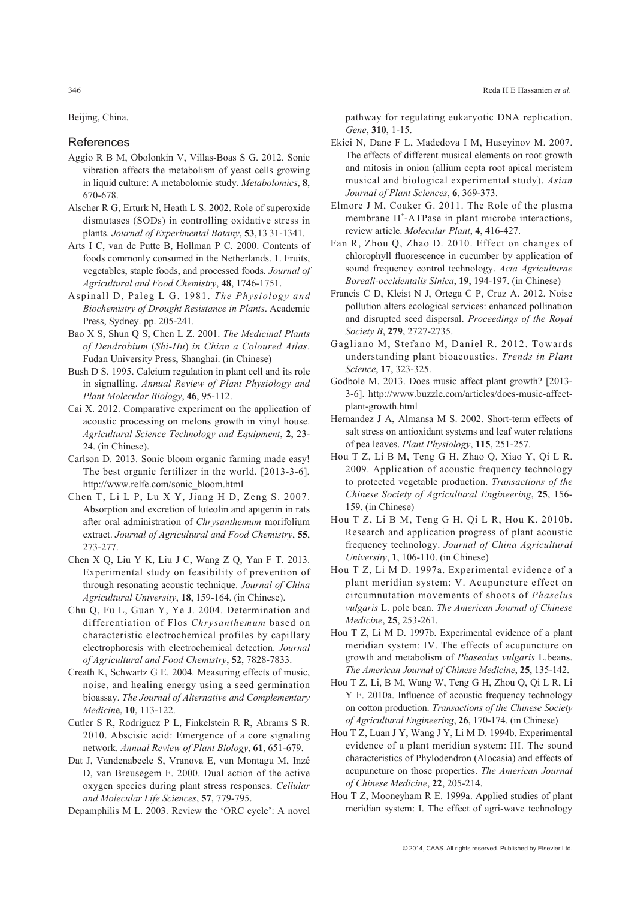Beijing, China.

## References

Aggio R B M, Obolonkin V, Villas-Boas S G. 2012. Sonic vibration affects the metabolism of yeast cells growing in liquid culture: A metabolomic study. *Metabolomics*, **8**, 670-678.

Alscher R G, Erturk N, Heath L S. 2002. Role of superoxide dismutases (SODs) in controlling oxidative stress in plants. *Journal of Experimental Botany*, **53**,13 31-1341.

Arts I C, van de Putte B, Hollman P C. 2000. Contents of foods commonly consumed in the Netherlands. 1. Fruits, vegetables, staple foods, and processed foods*. Journal of Agricultural and Food Chemistry*, **48**, 1746-1751.

Aspinall D, Paleg L G. 1981. *The Physiology and Biochemistry of Drought Resistance in Plants*. Academic Press, Sydney. pp. 205-241.

Bao X S, Shun Q S, Chen L Z. 2001. *The Medicinal Plants of Dendrobium* (*Shi-Hu*) *in Chian a Coloured Atlas*. Fudan University Press, Shanghai. (in Chinese)

Bush D S. 1995. Calcium regulation in plant cell and its role in signalling. *Annual Review of Plant Physiology and Plant Molecular Biology*, **46**, 95-112.

Cai X. 2012. Comparative experiment on the application of acoustic processing on melons growth in vinyl house. *Agricultural Science Technology and Equipment*, **2**, 23-24. (in Chinese).

Carlson D. 2013. Sonic bloom organic farming made easy! The best organic fertilizer in the world. [2013-3-6]. http://www.relfe.com/sonic_bloom.html

Chen T, Li L P, Lu X Y, Jiang H D, Zeng S. 2007. Absorption and excretion of luteolin and apigenin in rats after oral administration of *Chrysanthemum* morifolium extract. *Journal of Agricultural and Food Chemistry*, **55**, 273-277.

Chen X Q, Liu Y K, Liu J C, Wang Z Q, Yan F T. 2013. Experimental study on feasibility of prevention of through resonating acoustic technique. *Journal of China Agricultural University*, **18**, 159-164. (in Chinese).

Chu Q, Fu L, Guan Y, Ye J. 2004. Determination and differentiation of Flos *Chrysanthemum* based on characteristic electrochemical profiles by capillary electrophoresis with electrochemical detection. *Journal of Agricultural and Food Chemistry*, **52**, 7828-7833.

Creath K, Schwartz G E. 2004. Measuring effects of music, noise, and healing energy using a seed germination bioassay. *The Journal of Alternative and Complementary Medicin*e, **10**, 113-122.

Cutler S R, Rodriguez P L, Finkelstein R R, Abrams S R. 2010. Abscisic acid: Emergence of a core signaling network. *Annual Review of Plant Biology*, **61**, 651-679.

Dat J, Vandenabeele S, Vranova E, van Montagu M, Inzé D, van Breusegem F. 2000. Dual action of the active oxygen species during plant stress responses. *Cellular and Molecular Life Sciences*, **57**, 779-795.

Depamphilis M L. 2003. Review the 'ORC cycle': A novel pathway for regulating eukaryotic DNA replication. *Gene*, **310**, 1-15.

Ekici N, Dane F L, Madedova I M, Huseyinov M. 2007. The effects of different musical elements on root growth and mitosis in onion (allium cepta root apical meristem musical and biological experimental study). *Asian Journal of Plant Sciences*, **6**, 369-373.

Elmore J M, Coaker G. 2011. The Role of the plasma membrane $H^+$-ATPase in plant microbe interactions, review article. *Molecular Plant*, **4**, 416-427.

Fan R, Zhou Q, Zhao D. 2010. Effect on changes of chlorophyll fluorescence in cucumber by application of sound frequency control technology. *Acta Agriculturae Boreali-occidentalis Sinica*, **19**, 194-197. (in Chinese)

Francis C D, Kleist N J, Ortega C P, Cruz A. 2012. Noise pollution alters ecological services: enhanced pollination and disrupted seed dispersal. *Proceedings of the Royal Society B*, **279**, 2727-2735.

Gagliano M, Stefano M, Daniel R. 2012. Towards understanding plant bioacoustics. *Trends in Plant Science*, **17**, 323-325.

Godbole M. 2013. Does music affect plant growth? [2013-3-6]. http://www.buzzle.com/articles/does-music-affect-plant-growth.html

Hernandez J A, Almansa M S. 2002. Short-term effects of salt stress on antioxidant systems and leaf water relations of pea leaves. *Plant Physiology*, **115**, 251-257.

Hou T Z, Li B M, Teng G H, Zhao Q, Xiao Y, Qi L R. 2009. Application of acoustic frequency technology to protected vegetable production. *Transactions of the Chinese Society of Agricultural Engineering*, **25**, 156-159. (in Chinese)

Hou T Z, Li B M, Teng G H, Qi L R, Hou K. 2010b. Research and application progress of plant acoustic frequency technology. *Journal of China Agricultural University*, **1**, 106-110. (in Chinese)

Hou T Z, Li M D. 1997a. Experimental evidence of a plant meridian system: V. Acupuncture effect on circumnutation movements of shoots of *Phaselus vulgaris* L. pole bean. *The American Journal of Chinese Medicine*, **25**, 253-261.

Hou T Z, Li M D. 1997b. Experimental evidence of a plant meridian system: IV. The effects of acupuncture on growth and metabolism of *Phaseolus vulgaris* L.beans. *The American Journal of Chinese Medicine*, **25**, 135-142.

Hou T Z, Li, B M, Wang W, Teng G H, Zhou Q, Qi L R, Li Y F. 2010a. Influence of acoustic frequency technology on cotton production. *Transactions of the Chinese Society of Agricultural Engineering*, **26**, 170-174. (in Chinese)

Hou T Z, Luan J Y, Wang J Y, Li M D. 1994b. Experimental evidence of a plant meridian system: III. The sound characteristics of Phylodendron (Alocasia) and effects of acupuncture on those properties. *The American Journal of Chinese Medicine*, **22**, 205-214.

Hou T Z, Mooneyham R E. 1999a. Applied studies of plant meridian system: I. The effect of agri-wave technology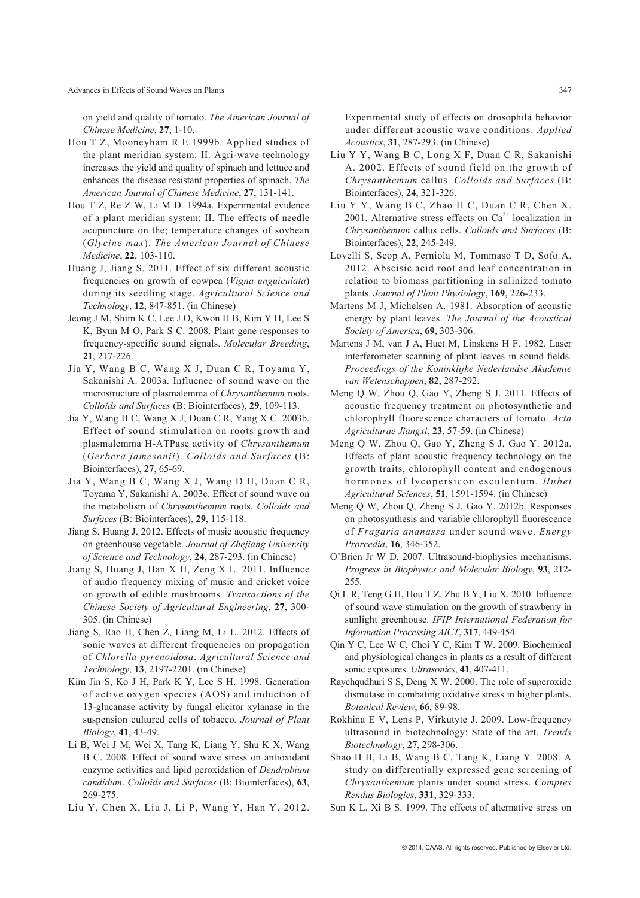on yield and quality of tomato. *The American Journal of Chinese Medicine*, **27**, 1-10.

Hou T Z, Mooneyham R E.1999b. Applied studies of the plant meridian system: II. Agri-wave technology increases the yield and quality of spinach and lettuce and enhances the disease resistant properties of spinach. *The American Journal of Chinese Medicine*, **27**, 131-141.

Hou T Z, Re Z W, Li M D. 1994a. Experimental evidence of a plant meridian system: II. The effects of needle acupuncture on the; temperature changes of soybean (*Glycine max*). *The American Journal of Chinese Medicine*, **22**, 103-110.

Huang J, Jiang S. 2011. Effect of six different acoustic frequencies on growth of cowpea (*Vigna unguiculata*) during its seedling stage. *Agricultural Science and Technology*, **12**, 847-851. (in Chinese)

Jeong J M, Shim K C, Lee J O, Kwon H B, Kim Y H, Lee S K, Byun M O, Park S C. 2008. Plant gene responses to frequency-specific sound signals. *Molecular Breeding*, **21**, 217-226.

Jia Y, Wang B C, Wang X J, Duan C R, Toyama Y, Sakanishi A. 2003a. Influence of sound wave on the microstructure of plasmalemma of *Chrysanthemum* roots. *Colloids and Surfaces* (B: Biointerfaces), **29**, 109-113.

Jia Y, Wang B C, Wang X J, Duan C R, Yang X C. 2003b. Effect of sound stimulation on roots growth and plasmalemma H-ATPase activity of *Chrysanthemum* (*Gerbera jamesonii*). *Colloids and Surfaces* (B: Biointerfaces), **27**, 65-69.

Jia Y, Wang B C, Wang X J, Wang D H, Duan C R, Toyama Y, Sakanishi A. 2003c. Effect of sound wave on the metabolism of *Chrysanthemum* roots. *Colloids and Surfaces* (B: Biointerfaces), **29**, 115-118.

Jiang S, Huang J. 2012. Effects of music acoustic frequency on greenhouse vegetable. *Journal of Zhejiang University of Science and Technology*, **24**, 287-293. (in Chinese)

Jiang S, Huang J, Han X H, Zeng X L. 2011. Influence of audio frequency mixing of music and cricket voice on growth of edible mushrooms. *Transactions of the Chinese Society of Agricultural Engineering*, **27**, 300-305. (in Chinese)

Jiang S, Rao H, Chen Z, Liang M, Li L. 2012. Effects of sonic waves at different frequencies on propagation of *Chlorella pyrenoidosa*. *Agricultural Science and Technology*, **13**, 2197-2201. (in Chinese)

Kim Jin S, Ko J H, Park K Y, Lee S H. 1998. Generation of active oxygen species (AOS) and induction of 13-glucanase activity by fungal elicitor xylanase in the suspension cultured cells of tobacco. *Journal of Plant Biology*, **41**, 43-49.

Li B, Wei J M, Wei X, Tang K, Liang Y, Shu K X, Wang B C. 2008. Effect of sound wave stress on antioxidant enzyme activities and lipid peroxidation of *Dendrobium candidum*. *Colloids and Surfaces* (B: Biointerfaces), **63**, 269-275.

Liu Y, Chen X, Liu J, Li P, Wang Y, Han Y. 2012. Experimental study of effects on drosophila behavior under different acoustic wave conditions. *Applied Acoustics*, **31**, 287-293. (in Chinese)

Liu Y Y, Wang B C, Long X F, Duan C R, Sakanishi A. 2002. Effects of sound field on the growth of *Chrysanthemum* callus. *Colloids and Surfaces* (B: Biointerfaces), **24**, 321-326.

Liu Y Y, Wang B C, Zhao H C, Duan C R, Chen X. 2001. Alternative stress effects on $Ca^{2+}$ localization in *Chrysanthemum* callus cells. *Colloids and Surfaces* (B: Biointerfaces), **22**, 245-249.

Lovelli S, Scop A, Perniola M, Tommaso T D, Sofo A. 2012. Abscisic acid root and leaf concentration in relation to biomass partitioning in salinized tomato plants. *Journal of Plant Physiology*, **169**, 226-233.

Martens M J, Michelsen A. 1981. Absorption of acoustic energy by plant leaves. *The Journal of the Acoustical Society of America*, **69**, 303-306.

Martens J M, van J A, Huet M, Linskens H F. 1982. Laser interferometer scanning of plant leaves in sound fields. *Proceedings of the Koninklijke Nederlandse Akademie van Wetenschappen*, **82**, 287-292.

Meng Q W, Zhou Q, Gao Y, Zheng S J. 2011. Effects of acoustic frequency treatment on photosynthetic and chlorophyll fluorescence characters of tomato. *Acta Agriculturae Jiangxi*, **23**, 57-59. (in Chinese)

Meng Q W, Zhou Q, Gao Y, Zheng S J, Gao Y. 2012a. Effects of plant acoustic frequency technology on the growth traits, chlorophyll content and endogenous hormones of lycopersicon esculentum. *Hubei Agricultural Sciences*, **51**, 1591-1594. (in Chinese)

Meng Q W, Zhou Q, Zheng S J, Gao Y. 2012b. Responses on photosynthesis and variable chlorophyll fluorescence of *Fragaria ananassa* under sound wave. *Energy Prorcedia*, **16**, 346-352.

O'Brien Jr W D. 2007. Ultrasound-biophysics mechanisms. *Progress in Biophysics and Molecular Biology*, **93**, 212-255.

Qi L R, Teng G H, Hou T Z, Zhu B Y, Liu X. 2010. Influence of sound wave stimulation on the growth of strawberry in sunlight greenhouse. *IFIP International Federation for Information Processing AICT*, **317**, 449-454.

Qin Y C, Lee W C, Choi Y C, Kim T W. 2009. Biochemical and physiological changes in plants as a result of different sonic exposures. *Ultrasonics*, **41**, 407-411.

Raychqudhuri S S, Deng X W. 2000. The role of superoxide dismutase in combating oxidative stress in higher plants. *Botanical Review*, **66**, 89-98.

Rokhina E V, Lens P, Virkutyte J. 2009. Low-frequency ultrasound in biotechnology: State of the art. *Trends Biotechnology*, **27**, 298-306.

Shao H B, Li B, Wang B C, Tang K, Liang Y. 2008. A study on differentially expressed gene screening of *Chrysanthemum* plants under sound stress. *Comptes Rendus Biologies*, **331**, 329-333.

Sun K L, Xi B S. 1999. The effects of alternative stress on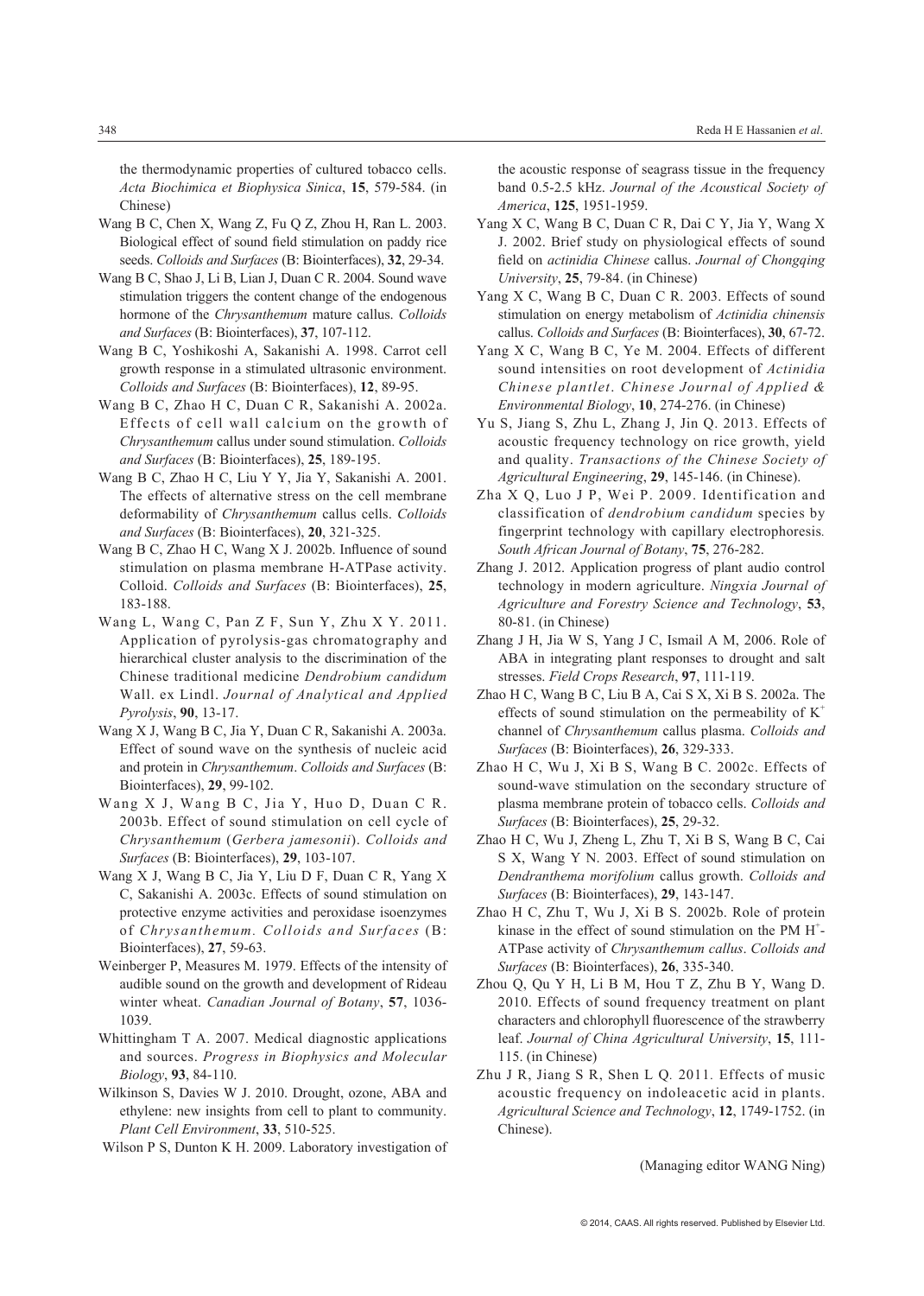the thermodynamic properties of cultured tobacco cells. *Acta Biochimica et Biophysica Sinica*, **15**, 579-584. (in Chinese)

Wang B C, Chen X, Wang Z, Fu Q Z, Zhou H, Ran L. 2003. Biological effect of sound field stimulation on paddy rice seeds. *Colloids and Surfaces* (B: Biointerfaces), **32**, 29-34.

Wang B C, Shao J, Li B, Lian J, Duan C R. 2004. Sound wave stimulation triggers the content change of the endogenous hormone of the *Chrysanthemum* mature callus. *Colloids and Surfaces* (B: Biointerfaces), **37**, 107-112.

Wang B C, Yoshikoshi A, Sakanishi A. 1998. Carrot cell growth response in a stimulated ultrasonic environment. *Colloids and Surfaces* (B: Biointerfaces), **12**, 89-95.

Wang B C, Zhao H C, Duan C R, Sakanishi A. 2002a. Effects of cell wall calcium on the growth of *Chrysanthemum* callus under sound stimulation. *Colloids and Surfaces* (B: Biointerfaces), **25**, 189-195.

Wang B C, Zhao H C, Liu Y Y, Jia Y, Sakanishi A. 2001. The effects of alternative stress on the cell membrane deformability of *Chrysanthemum* callus cells. *Colloids and Surfaces* (B: Biointerfaces), **20**, 321-325.

Wang B C, Zhao H C, Wang X J. 2002b. Influence of sound stimulation on plasma membrane H-ATPase activity. Colloid. *Colloids and Surfaces* (B: Biointerfaces), **25**, 183-188.

Wang L, Wang C, Pan Z F, Sun Y, Zhu X Y. 2011. Application of pyrolysis-gas chromatography and hierarchical cluster analysis to the discrimination of the Chinese traditional medicine *Dendrobium candidum* Wall. ex Lindl. *Journal of Analytical and Applied Pyrolysis*, **90**, 13-17.

Wang X J, Wang B C, Jia Y, Duan C R, Sakanishi A. 2003a. Effect of sound wave on the synthesis of nucleic acid and protein in *Chrysanthemum*. *Colloids and Surfaces* (B: Biointerfaces), **29**, 99-102.

Wang X J, Wang B C, Jia Y, Huo D, Duan C R. 2003b. Effect of sound stimulation on cell cycle of *Chrysanthemum* (*Gerbera jamesonii*). *Colloids and Surfaces* (B: Biointerfaces), **29**, 103-107.

Wang X J, Wang B C, Jia Y, Liu D F, Duan C R, Yang X C, Sakanishi A. 2003c. Effects of sound stimulation on protective enzyme activities and peroxidase isoenzymes of *Chrysanthemum*. *Colloids and Surfaces* (B: Biointerfaces), **27**, 59-63.

Weinberger P, Measures M. 1979. Effects of the intensity of audible sound on the growth and development of Rideau winter wheat. *Canadian Journal of Botany*, **57**, 1036-1039.

Whittingham T A. 2007. Medical diagnostic applications and sources. *Progress in Biophysics and Molecular Biology*, **93**, 84-110.

Wilkinson S, Davies W J. 2010. Drought, ozone, ABA and ethylene: new insights from cell to plant to community. *Plant Cell Environment*, **33**, 510-525.

Wilson P S, Dunton K H. 2009. Laboratory investigation of the acoustic response of seagrass tissue in the frequency band 0.5-2.5 kHz. *Journal of the Acoustical Society of America*, **125**, 1951-1959.

Yang X C, Wang B C, Duan C R, Dai C Y, Jia Y, Wang X J. 2002. Brief study on physiological effects of sound field on *actinidia Chinese* callus. *Journal of Chongqing University*, **25**, 79-84. (in Chinese)

Yang X C, Wang B C, Duan C R. 2003. Effects of sound stimulation on energy metabolism of *Actinidia chinensis* callus. *Colloids and Surfaces* (B: Biointerfaces), **30**, 67-72.

Yang X C, Wang B C, Ye M. 2004. Effects of different sound intensities on root development of *Actinidia Chinese plantlet*. *Chinese Journal of Applied & Environmental Biology*, **10**, 274-276. (in Chinese)

Yu S, Jiang S, Zhu L, Zhang J, Jin Q. 2013. Effects of acoustic frequency technology on rice growth, yield and quality. *Transactions of the Chinese Society of Agricultural Engineering*, **29**, 145-146. (in Chinese).

Zha X Q, Luo J P, Wei P. 2009. Identification and classification of *dendrobium candidum* species by fingerprint technology with capillary electrophoresis. *South African Journal of Botany*, **75**, 276-282.

Zhang J. 2012. Application progress of plant audio control technology in modern agriculture. *Ningxia Journal of Agriculture and Forestry Science and Technology*, **53**, 80-81. (in Chinese)

Zhang J H, Jia W S, Yang J C, Ismail A M, 2006. Role of ABA in integrating plant responses to drought and salt stresses. *Field Crops Research*, **97**, 111-119.

Zhao H C, Wang B C, Liu B A, Cai S X, Xi B S. 2002a. The effects of sound stimulation on the permeability of $K^+$ channel of *Chrysanthemum* callus plasma. *Colloids and Surfaces* (B: Biointerfaces), **26**, 329-333.

Zhao H C, Wu J, Xi B S, Wang B C. 2002c. Effects of sound-wave stimulation on the secondary structure of plasma membrane protein of tobacco cells. *Colloids and Surfaces* (B: Biointerfaces), **25**, 29-32.

Zhao H C, Wu J, Zheng L, Zhu T, Xi B S, Wang B C, Cai S X, Wang Y N. 2003. Effect of sound stimulation on *Dendranthema morifolium* callus growth. *Colloids and Surfaces* (B: Biointerfaces), **29**, 143-147.

Zhao H C, Zhu T, Wu J, Xi B S. 2002b. Role of protein kinase in the effect of sound stimulation on the PM $H^+$-ATPase activity of *Chrysanthemum callus*. *Colloids and Surfaces* (B: Biointerfaces), **26**, 335-340.

Zhou Q, Qu Y H, Li B M, Hou T Z, Zhu B Y, Wang D. 2010. Effects of sound frequency treatment on plant characters and chlorophyll fluorescence of the strawberry leaf. *Journal of China Agricultural University*, **15**, 111-115. (in Chinese)

Zhu J R, Jiang S R, Shen L Q. 2011. Effects of music acoustic frequency on indoleacetic acid in plants. *Agricultural Science and Technology*, **12**, 1749-1752. (in Chinese).

(Managing editor WANG Ning)